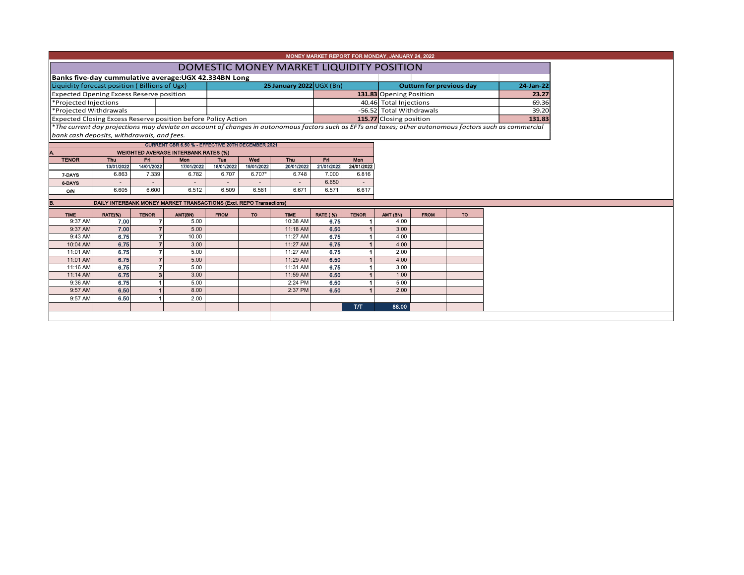MONEY MARKET REPORT FOR MONDAY, JANUARY 24, 2022

# DOMESTIC MONEY MARKET LIQUIDITY POSITION

**Banks five-day cummulative average:UGX 42.334BN Long**

| Liquidity forecast position ( Billions of Ugx) | 25 January 2022 UGX (Bn) | Outturn for previous day | 24-Jan-22 |
|---|---|---|---|
| Expected Opening Excess Reserve position | **131.83** | Opening Position | **23.27** |
| *Projected Injections | 40.46 | Total Injections | 69.36 |
| *Projected Withdrawals | -56.52 | Total Withdrawals | 39.20 |
| Expected Closing Excess Reserve position before Policy Action | **115.77** | Closing position | **131.83** |

*The current day projections may deviate on account of changes in autonomous factors such as EFTs and taxes; other autonomous factors such as commercial bank cash deposits, withdrawals, and fees.*

CURRENT CBR 6.50 % - EFFECTIVE 20TH DECEMBER 2021

**A. WEIGHTED AVERAGE INTERBANK RATES (%)**

| TENOR | Thu 13/01/2022 | Fri 14/01/2022 | Mon 17/01/2022 | Tue 18/01/2022 | Wed 19/01/2022 | Thu 20/01/2022 | Fri 21/01/2022 | Mon 24/01/2022 |
|---|---|---|---|---|---|---|---|---|
| 7-DAYS | 6.863 | 7.339 | 6.782 | 6.707 | 6.707* | 6.748 | 7.000 | 6.816 |
| 6-DAYS | - | - | - | - | - | - | 6.650 | - |
| O/N | 6.605 | 6.600 | 6.512 | 6.509 | 6.581 | 6.671 | 6.571 | 6.617 |

**B. DAILY INTERBANK MONEY MARKET TRANSACTIONS (Excl. REPO Transactions)**

| TIME | RATE(%) | TENOR | AMT(BN) | FROM | TO | TIME | RATE ( %) | TENOR | AMT (BN) | FROM | TO |
|---|---|---|---|---|---|---|---|---|---|---|---|
| 9:37 AM | **7.00** | 7 | 5.00 | | | 10:38 AM | **6.75** | 1 | 4.00 | | |
| 9:37 AM | **7.00** | 7 | 5.00 | | | 11:18 AM | **6.50** | 1 | 3.00 | | |
| 9:43 AM | **6.75** | 7 | 10.00 | | | 11:27 AM | **6.75** | 1 | 4.00 | | |
| 10:04 AM | **6.75** | 7 | 3.00 | | | 11:27 AM | **6.75** | 1 | 4.00 | | |
| 11:01 AM | **6.75** | 7 | 5.00 | | | 11:27 AM | **6.75** | 1 | 2.00 | | |
| 11:01 AM | **6.75** | 7 | 5.00 | | | 11:29 AM | **6.50** | 1 | 4.00 | | |
| 11:16 AM | **6.75** | 7 | 5.00 | | | 11:31 AM | **6.75** | 1 | 3.00 | | |
| 11:14 AM | **6.75** | 3 | 3.00 | | | 11:59 AM | **6.50** | 1 | 1.00 | | |
| 9:36 AM | **6.75** | 1 | 5.00 | | | 2:24 PM | **6.50** | 1 | 5.00 | | |
| 9:57 AM | **6.50** | 1 | 8.00 | | | 2:37 PM | **6.50** | 1 | 2.00 | | |
| 9:57 AM | **6.50** | 1 | 2.00 | | | | | | | | |
| | | | | | | | | T/T | 88.00 | | |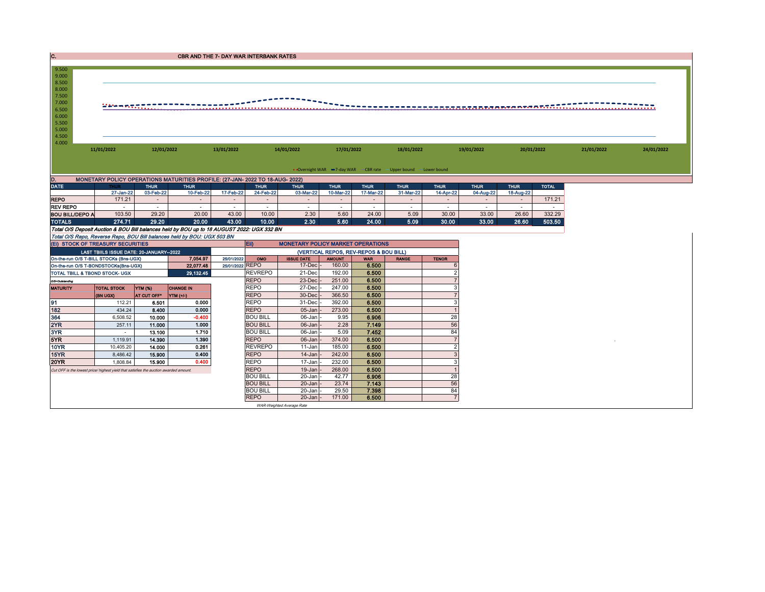## C. CBR AND THE 7- DAY WAR INTERBANK RATES

9.500
9.000
8.500
8.000
7.500
7.000
6.500
6.000
5.500
5.000
4.500
4.000

11/01/2022 12/01/2022 13/01/2022 14/01/2022 17/01/2022 18/01/2022 19/01/2022 20/01/2022 21/01/2022 24/01/2022

Overnight WAR — 7-day WAR — CBR rate — Upper bound — Lower bound

## D. MONETARY POLICY OPERATIONS MATURITIES PROFILE: (27-JAN- 2022 TO 18-AUG- 2022)

| DATE | THUR | THUR | THUR | | THUR | THUR | THUR | THUR | THUR | THUR | THUR | THUR | TOTAL |
|---|---|---|---|---|---|---|---|---|---|---|---|---|---|
| | 27-Jan-22 | 03-Feb-22 | 10-Feb-22 | 17-Feb-22 | 24-Feb-22 | 03-Mar-22 | 10-Mar-22 | 17-Mar-22 | 31-Mar-22 | 14-Apr-22 | 04-Aug-22 | 18-Aug-22 | |
| REPO | 171.21 | - | - | - | - | - | - | - | - | - | - | - | 171.21 |
| REV REPO | - | - | - | - | - | - | - | - | - | - | - | - | - |
| BOU BILL/DEPO A | 103.50 | 29.20 | 20.00 | 43.00 | 10.00 | 2.30 | 5.60 | 24.00 | 5.09 | 30.00 | 33.00 | 26.60 | 332.29 |
| TOTALS | 274.71 | 29.20 | 20.00 | 43.00 | 10.00 | 2.30 | 5.60 | 24.00 | 5.09 | 30.00 | 33.00 | 26.60 | 503.50 |

*Total O/S Deposit Auction & BOU Bill balances held by BOU up to 18 AUGUST 2022: UGX 332 BN*

*Total O/S Repo, Reverse Repo, BOU Bill balances held by BOU: UGX 503 BN*

## (Ei) STOCK OF TREASURY SECURITIES

| LAST TBIILS ISSUE DATE: 20-JANUARY--2022 | | | |
|---|---|---|---|
| On-the-run O/S T-BILL STOCKs (Bns-UGX) | | 7,054.97 | 25/01/2022 |
| On-the-run O/S T-BONDSTOCKs(Bns-UGX) | | 22,077.48 | 25/01/2022 |
| TOTAL TBILL & TBOND STOCK- UGX | | 29,132.45 | |

O/S=Outstanding

| MATURITY | TOTAL STOCK (BN UGX) | YTM (%) AT CUT OFF* | CHANGE IN YTM (+/-) |
|---|---|---|---|
| 91 | 112.21 | 6.501 | 0.000 |
| 182 | 434.24 | 8.400 | 0.000 |
| 364 | 6,508.52 | 10.000 | -0.400 |
| 2YR | 257.11 | 11.000 | 1.000 |
| 3YR | - | 13.100 | 1.710 |
| 5YR | 1,119.91 | 14.390 | 1.390 |
| 10YR | 10,405.20 | 14.000 | 0.261 |
| 15YR | 8,486.42 | 15.900 | 0.400 |
| 20YR | 1,808.84 | 15.900 | 0.400 |

*Cut OFF is the lowest price/ highest yield that satisfies the auction awarded amount.*

## Eii) MONETARY POLICY MARKET OPERATIONS

(VERTICAL REPOS, REV-REPOS & BOU BILL)

| OMO | ISSUE DATE | AMOUNT | WAR | RANGE | TENOR |
|---|---|---|---|---|---|
| REPO | 17-Dec | 160.00 | 6.500 | | 6 |
| REVREPO | 21-Dec | 192.00 | 6.500 | | 2 |
| REPO | 23-Dec | 251.00 | 6.500 | | 7 |
| REPO | 27-Dec | 247.00 | 6.500 | | 3 |
| REPO | 30-Dec | 366.50 | 6.500 | | 7 |
| REPO | 31-Dec | 392.00 | 6.500 | | 3 |
| REPO | 05-Jan | 273.00 | 6.500 | | 1 |
| BOU BILL | 06-Jan | 9.95 | 6.906 | | 28 |
| BOU BILL | 06-Jan | 2.28 | 7.149 | | 56 |
| BOU BILL | 06-Jan | 5.09 | 7.452 | | 84 |
| REPO | 06-Jan | 374.00 | 6.500 | | 7 |
| REVREPO | 11-Jan | 185.00 | 6.500 | | 2 |
| REPO | 14-Jan | 242.00 | 6.500 | | 3 |
| REPO | 17-Jan | 232.00 | 6.500 | | 3 |
| REPO | 19-Jan | 268.00 | 6.500 | | 1 |
| BOU BILL | 20-Jan | 42.77 | 6.906 | | 28 |
| BOU BILL | 20-Jan | 23.74 | 7.143 | | 56 |
| BOU BILL | 20-Jan | 29.50 | 7.398 | | 84 |
| REPO | 20-Jan | 171.00 | 6.500 | | 7 |

*WAR-Weighted Average Rate*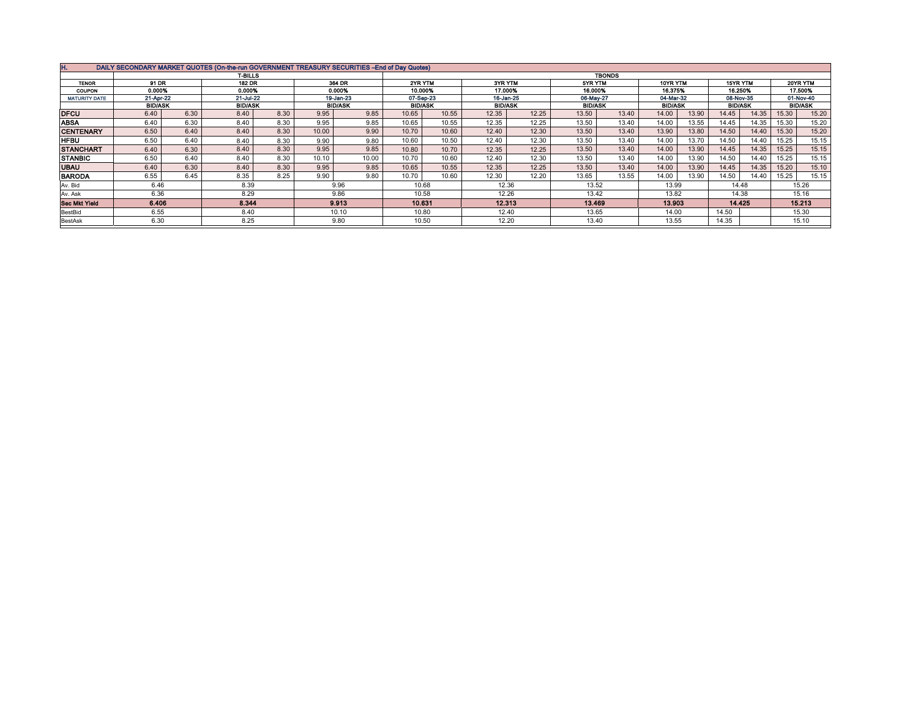## H. DAILY SECONDARY MARKET QUOTES (On-the-run GOVERNMENT TREASURY SECURITIES –End of Day Quotes)

| | T-BILLS | | | | | | TBONDS | | | | | | | | | | | |
|---|---|---|---|---|---|---|---|---|---|---|---|---|---|---|---|---|---|---|
| TENOR | 91 DR | | 182 DR | | 364 DR | | 2YR YTM | | 3YR YTM | | 5YR YTM | | 10YR YTM | | 15YR YTM | | 20YR YTM | |
| COUPON | 0.000% | | 0.000% | | 0.000% | | 10.000% | | 17.000% | | 16.000% | | 16.375% | | 16.250% | | 17.500% | |
| MATURITY DATE | 21-Apr-22 | | 21-Jul-22 | | 19-Jan-23 | | 07-Sep-23 | | 16-Jan-25 | | 06-May-27 | | 04-Mar-32 | | 08-Nov-35 | | 01-Nov-40 | |
| | BID/ASK | | BID/ASK | | BID/ASK | | BID/ASK | | BID/ASK | | BID/ASK | | BID/ASK | | BID/ASK | | BID/ASK | |
| **DFCU** | 6.40 | 6.30 | 8.40 | 8.30 | 9.95 | 9.85 | 10.65 | 10.55 | 12.35 | 12.25 | 13.50 | 13.40 | 14.00 | 13.90 | 14.45 | 14.35 | 15.30 | 15.20 |
| **ABSA** | 6.40 | 6.30 | 8.40 | 8.30 | 9.95 | 9.85 | 10.65 | 10.55 | 12.35 | 12.25 | 13.50 | 13.40 | 14.00 | 13.55 | 14.45 | 14.35 | 15.30 | 15.20 |
| **CENTENARY** | 6.50 | 6.40 | 8.40 | 8.30 | 10.00 | 9.90 | 10.70 | 10.60 | 12.40 | 12.30 | 13.50 | 13.40 | 13.90 | 13.80 | 14.50 | 14.40 | 15.30 | 15.20 |
| **HFBU** | 6.50 | 6.40 | 8.40 | 8.30 | 9.90 | 9.80 | 10.60 | 10.50 | 12.40 | 12.30 | 13.50 | 13.40 | 14.00 | 13.70 | 14.50 | 14.40 | 15.25 | 15.15 |
| **STANCHART** | 6.40 | 6.30 | 8.40 | 8.30 | 9.95 | 9.85 | 10.80 | 10.70 | 12.35 | 12.25 | 13.50 | 13.40 | 14.00 | 13.90 | 14.45 | 14.35 | 15.25 | 15.15 |
| **STANBIC** | 6.50 | 6.40 | 8.40 | 8.30 | 10.10 | 10.00 | 10.70 | 10.60 | 12.40 | 12.30 | 13.50 | 13.40 | 14.00 | 13.90 | 14.50 | 14.40 | 15.25 | 15.15 |
| **UBAU** | 6.40 | 6.30 | 8.40 | 8.30 | 9.95 | 9.85 | 10.65 | 10.55 | 12.35 | 12.25 | 13.50 | 13.40 | 14.00 | 13.90 | 14.45 | 14.35 | 15.20 | 15.10 |
| **BARODA** | 6.55 | 6.45 | 8.35 | 8.25 | 9.90 | 9.80 | 10.70 | 10.60 | 12.30 | 12.20 | 13.65 | 13.55 | 14.00 | 13.90 | 14.50 | 14.40 | 15.25 | 15.15 |
| Av. Bid | 6.46 | | 8.39 | | 9.96 | | 10.68 | | 12.36 | | 13.52 | | 13.99 | | 14.48 | | 15.26 | |
| Av. Ask | 6.36 | | 8.29 | | 9.86 | | 10.58 | | 12.26 | | 13.42 | | 13.82 | | 14.38 | | 15.16 | |
| **Sec Mkt Yield** | **6.406** | | **8.344** | | **9.913** | | **10.631** | | **12.313** | | **13.469** | | **13.903** | | **14.425** | | **15.213** | |
| BestBid | 6.55 | | 8.40 | | 10.10 | | 10.80 | | 12.40 | | 13.65 | | 14.00 | | 14.50 | | 15.30 | |
| BestAsk | 6.30 | | 8.25 | | 9.80 | | 10.50 | | 12.20 | | 13.40 | | 13.55 | | 14.35 | | 15.10 | |